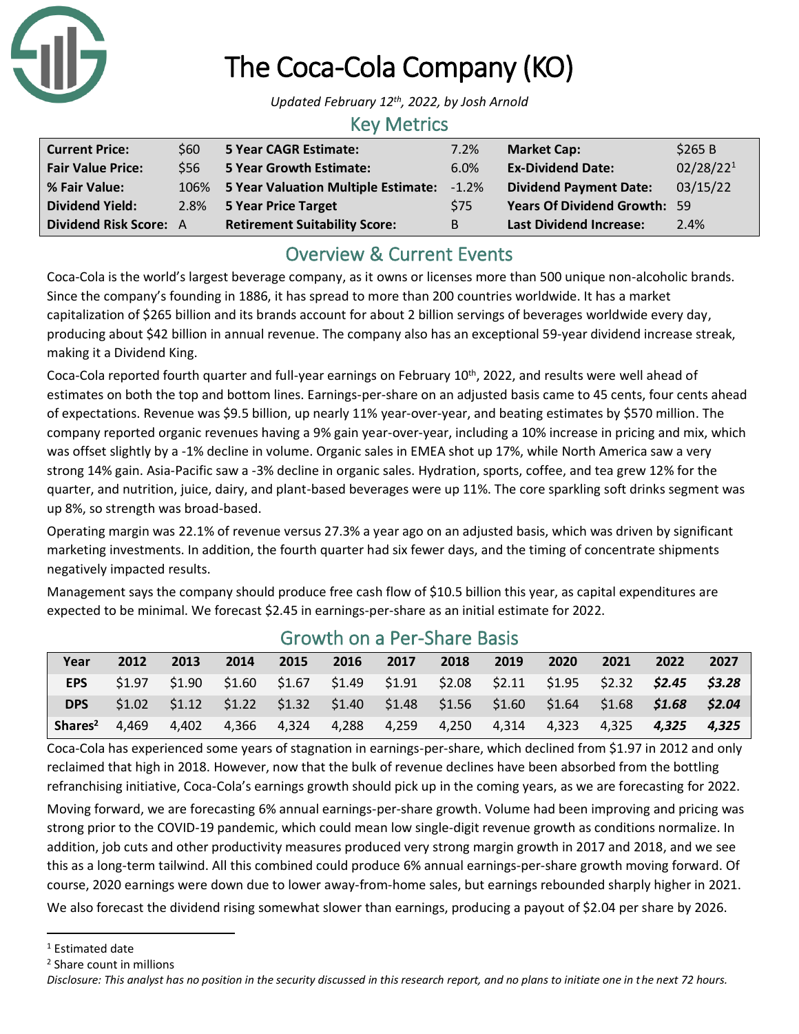# The Coca-Cola Company (KO)

*Updated February 12th, 2022, by Josh Arnold*

## Key Metrics

| | | | | | |
|---|---|---|---|---|---|
| **Current Price:** | $60 | **5 Year CAGR Estimate:** | 7.2% | **Market Cap:** | $265 B |
| **Fair Value Price:** | $56 | **5 Year Growth Estimate:** | 6.0% | **Ex-Dividend Date:** | 02/28/22[1] |
| **% Fair Value:** | 106% | **5 Year Valuation Multiple Estimate:** | -1.2% | **Dividend Payment Date:** | 03/15/22 |
| **Dividend Yield:** | 2.8% | **5 Year Price Target** | $75 | **Years Of Dividend Growth:** | 59 |
| **Dividend Risk Score:** | A | **Retirement Suitability Score:** | B | **Last Dividend Increase:** | 2.4% |

## Overview & Current Events

Coca-Cola is the world's largest beverage company, as it owns or licenses more than 500 unique non-alcoholic brands. Since the company's founding in 1886, it has spread to more than 200 countries worldwide. It has a market capitalization of $265 billion and its brands account for about 2 billion servings of beverages worldwide every day, producing about $42 billion in annual revenue. The company also has an exceptional 59-year dividend increase streak, making it a Dividend King.

Coca-Cola reported fourth quarter and full-year earnings on February 10th, 2022, and results were well ahead of estimates on both the top and bottom lines. Earnings-per-share on an adjusted basis came to 45 cents, four cents ahead of expectations. Revenue was $9.5 billion, up nearly 11% year-over-year, and beating estimates by $570 million. The company reported organic revenues having a 9% gain year-over-year, including a 10% increase in pricing and mix, which was offset slightly by a -1% decline in volume. Organic sales in EMEA shot up 17%, while North America saw a very strong 14% gain. Asia-Pacific saw a -3% decline in organic sales. Hydration, sports, coffee, and tea grew 12% for the quarter, and nutrition, juice, dairy, and plant-based beverages were up 11%. The core sparkling soft drinks segment was up 8%, so strength was broad-based.

Operating margin was 22.1% of revenue versus 27.3% a year ago on an adjusted basis, which was driven by significant marketing investments. In addition, the fourth quarter had six fewer days, and the timing of concentrate shipments negatively impacted results.

Management says the company should produce free cash flow of $10.5 billion this year, as capital expenditures are expected to be minimal. We forecast $2.45 in earnings-per-share as an initial estimate for 2022.

## Growth on a Per-Share Basis

| Year | 2012 | 2013 | 2014 | 2015 | 2016 | 2017 | 2018 | 2019 | 2020 | 2021 | 2022 | 2027 |
|---|---|---|---|---|---|---|---|---|---|---|---|---|
| **EPS** | $1.97 | $1.90 | $1.60 | $1.67 | $1.49 | $1.91 | $2.08 | $2.11 | $1.95 | $2.32 | ***$2.45*** | ***$3.28*** |
| **DPS** | $1.02 | $1.12 | $1.22 | $1.32 | $1.40 | $1.48 | $1.56 | $1.60 | $1.64 | $1.68 | ***$1.68*** | ***$2.04*** |
| **Shares[2]** | 4,469 | 4,402 | 4,366 | 4,324 | 4,288 | 4,259 | 4,250 | 4,314 | 4,323 | 4,325 | ***4,325*** | ***4,325*** |

Coca-Cola has experienced some years of stagnation in earnings-per-share, which declined from $1.97 in 2012 and only reclaimed that high in 2018. However, now that the bulk of revenue declines have been absorbed from the bottling refranchising initiative, Coca-Cola's earnings growth should pick up in the coming years, as we are forecasting for 2022.

Moving forward, we are forecasting 6% annual earnings-per-share growth. Volume had been improving and pricing was strong prior to the COVID-19 pandemic, which could mean low single-digit revenue growth as conditions normalize. In addition, job cuts and other productivity measures produced very strong margin growth in 2017 and 2018, and we see this as a long-term tailwind. All this combined could produce 6% annual earnings-per-share growth moving forward. Of course, 2020 earnings were down due to lower away-from-home sales, but earnings rebounded sharply higher in 2021.

We also forecast the dividend rising somewhat slower than earnings, producing a payout of $2.04 per share by 2026.

[1] Estimated date

[2] Share count in millions

*Disclosure: This analyst has no position in the security discussed in this research report, and no plans to initiate one in the next 72 hours.*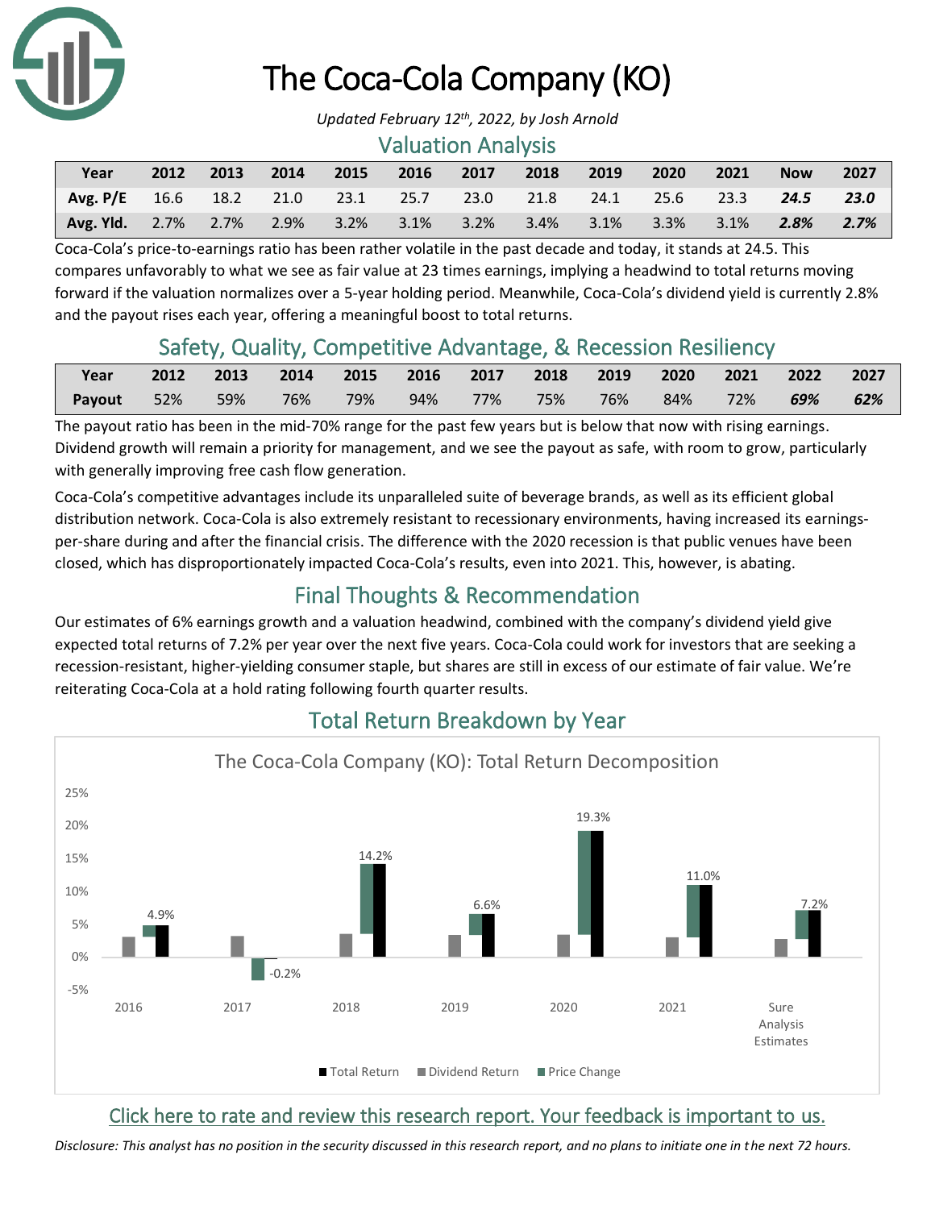# The Coca-Cola Company (KO)

*Updated February 12th, 2022, by Josh Arnold*

## Valuation Analysis

| Year | 2012 | 2013 | 2014 | 2015 | 2016 | 2017 | 2018 | 2019 | 2020 | 2021 | Now | 2027 |
|---|---|---|---|---|---|---|---|---|---|---|---|---|
| **Avg. P/E** | 16.6 | 18.2 | 21.0 | 23.1 | 25.7 | 23.0 | 21.8 | 24.1 | 25.6 | 23.3 | ***24.5*** | ***23.0*** |
| **Avg. Yld.** | 2.7% | 2.7% | 2.9% | 3.2% | 3.1% | 3.2% | 3.4% | 3.1% | 3.3% | 3.1% | ***2.8%*** | ***2.7%*** |

Coca-Cola's price-to-earnings ratio has been rather volatile in the past decade and today, it stands at 24.5. This compares unfavorably to what we see as fair value at 23 times earnings, implying a headwind to total returns moving forward if the valuation normalizes over a 5-year holding period. Meanwhile, Coca-Cola's dividend yield is currently 2.8% and the payout rises each year, offering a meaningful boost to total returns.

## Safety, Quality, Competitive Advantage, & Recession Resiliency

| Year | 2012 | 2013 | 2014 | 2015 | 2016 | 2017 | 2018 | 2019 | 2020 | 2021 | 2022 | 2027 |
|---|---|---|---|---|---|---|---|---|---|---|---|---|
| **Payout** | 52% | 59% | 76% | 79% | 94% | 77% | 75% | 76% | 84% | 72% | ***69%*** | ***62%*** |

The payout ratio has been in the mid-70% range for the past few years but is below that now with rising earnings. Dividend growth will remain a priority for management, and we see the payout as safe, with room to grow, particularly with generally improving free cash flow generation.

Coca-Cola's competitive advantages include its unparalleled suite of beverage brands, as well as its efficient global distribution network. Coca-Cola is also extremely resistant to recessionary environments, having increased its earnings-per-share during and after the financial crisis. The difference with the 2020 recession is that public venues have been closed, which has disproportionately impacted Coca-Cola's results, even into 2021. This, however, is abating.

## Final Thoughts & Recommendation

Our estimates of 6% earnings growth and a valuation headwind, combined with the company's dividend yield give expected total returns of 7.2% per year over the next five years. Coca-Cola could work for investors that are seeking a recession-resistant, higher-yielding consumer staple, but shares are still in excess of our estimate of fair value. We're reiterating Coca-Cola at a hold rating following fourth quarter results.

## Total Return Breakdown by Year

The Coca-Cola Company (KO): Total Return Decomposition

25%
20%
15%
10%
5%
0%
-5%

2016: 4.9%
2017: -0.2%
2018: 14.2%
2019: 6.6%
2020: 19.3%
2021: 11.0%
Sure Analysis Estimates: 7.2%

Total Return | Dividend Return | Price Change

Click here to rate and review this research report. Your feedback is important to us.

*Disclosure: This analyst has no position in the security discussed in this research report, and no plans to initiate one in the next 72 hours.*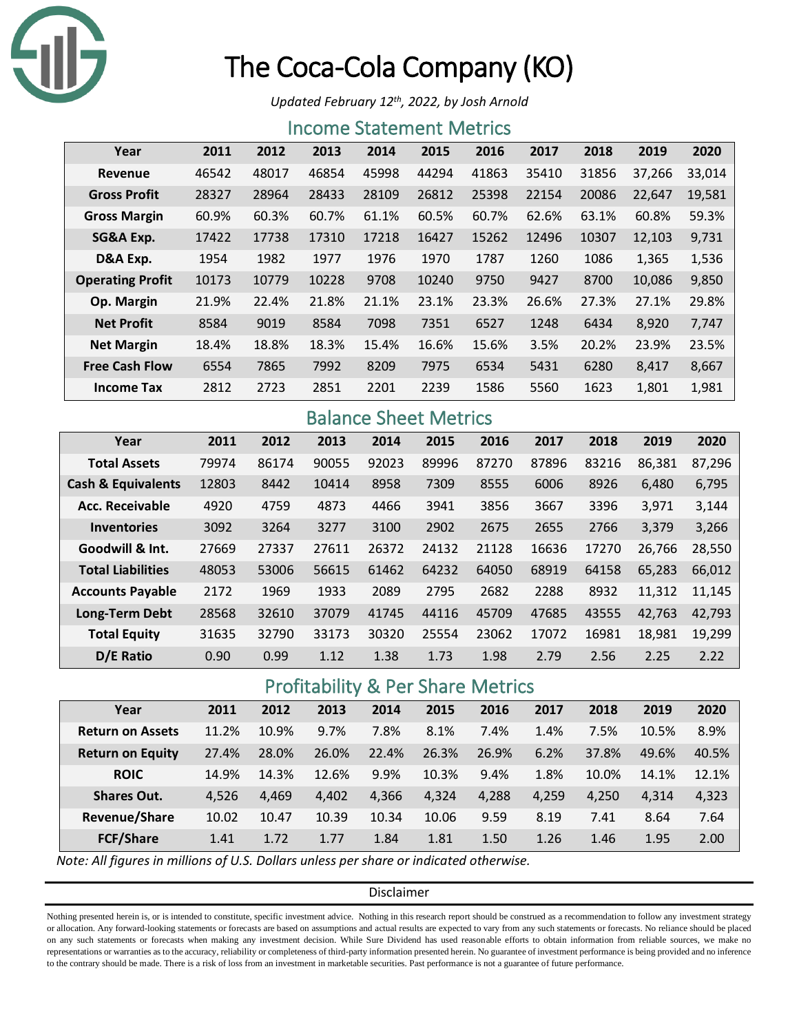# The Coca-Cola Company (KO)

*Updated February 12th, 2022, by Josh Arnold*

## Income Statement Metrics

| Year | 2011 | 2012 | 2013 | 2014 | 2015 | 2016 | 2017 | 2018 | 2019 | 2020 |
|---|---|---|---|---|---|---|---|---|---|---|
| **Revenue** | 46542 | 48017 | 46854 | 45998 | 44294 | 41863 | 35410 | 31856 | 37,266 | 33,014 |
| **Gross Profit** | 28327 | 28964 | 28433 | 28109 | 26812 | 25398 | 22154 | 20086 | 22,647 | 19,581 |
| **Gross Margin** | 60.9% | 60.3% | 60.7% | 61.1% | 60.5% | 60.7% | 62.6% | 63.1% | 60.8% | 59.3% |
| **SG&A Exp.** | 17422 | 17738 | 17310 | 17218 | 16427 | 15262 | 12496 | 10307 | 12,103 | 9,731 |
| **D&A Exp.** | 1954 | 1982 | 1977 | 1976 | 1970 | 1787 | 1260 | 1086 | 1,365 | 1,536 |
| **Operating Profit** | 10173 | 10779 | 10228 | 9708 | 10240 | 9750 | 9427 | 8700 | 10,086 | 9,850 |
| **Op. Margin** | 21.9% | 22.4% | 21.8% | 21.1% | 23.1% | 23.3% | 26.6% | 27.3% | 27.1% | 29.8% |
| **Net Profit** | 8584 | 9019 | 8584 | 7098 | 7351 | 6527 | 1248 | 6434 | 8,920 | 7,747 |
| **Net Margin** | 18.4% | 18.8% | 18.3% | 15.4% | 16.6% | 15.6% | 3.5% | 20.2% | 23.9% | 23.5% |
| **Free Cash Flow** | 6554 | 7865 | 7992 | 8209 | 7975 | 6534 | 5431 | 6280 | 8,417 | 8,667 |
| **Income Tax** | 2812 | 2723 | 2851 | 2201 | 2239 | 1586 | 5560 | 1623 | 1,801 | 1,981 |

## Balance Sheet Metrics

| Year | 2011 | 2012 | 2013 | 2014 | 2015 | 2016 | 2017 | 2018 | 2019 | 2020 |
|---|---|---|---|---|---|---|---|---|---|---|
| **Total Assets** | 79974 | 86174 | 90055 | 92023 | 89996 | 87270 | 87896 | 83216 | 86,381 | 87,296 |
| **Cash & Equivalents** | 12803 | 8442 | 10414 | 8958 | 7309 | 8555 | 6006 | 8926 | 6,480 | 6,795 |
| **Acc. Receivable** | 4920 | 4759 | 4873 | 4466 | 3941 | 3856 | 3667 | 3396 | 3,971 | 3,144 |
| **Inventories** | 3092 | 3264 | 3277 | 3100 | 2902 | 2675 | 2655 | 2766 | 3,379 | 3,266 |
| **Goodwill & Int.** | 27669 | 27337 | 27611 | 26372 | 24132 | 21128 | 16636 | 17270 | 26,766 | 28,550 |
| **Total Liabilities** | 48053 | 53006 | 56615 | 61462 | 64232 | 64050 | 68919 | 64158 | 65,283 | 66,012 |
| **Accounts Payable** | 2172 | 1969 | 1933 | 2089 | 2795 | 2682 | 2288 | 8932 | 11,312 | 11,145 |
| **Long-Term Debt** | 28568 | 32610 | 37079 | 41745 | 44116 | 45709 | 47685 | 43555 | 42,763 | 42,793 |
| **Total Equity** | 31635 | 32790 | 33173 | 30320 | 25554 | 23062 | 17072 | 16981 | 18,981 | 19,299 |
| **D/E Ratio** | 0.90 | 0.99 | 1.12 | 1.38 | 1.73 | 1.98 | 2.79 | 2.56 | 2.25 | 2.22 |

## Profitability & Per Share Metrics

| Year | 2011 | 2012 | 2013 | 2014 | 2015 | 2016 | 2017 | 2018 | 2019 | 2020 |
|---|---|---|---|---|---|---|---|---|---|---|
| **Return on Assets** | 11.2% | 10.9% | 9.7% | 7.8% | 8.1% | 7.4% | 1.4% | 7.5% | 10.5% | 8.9% |
| **Return on Equity** | 27.4% | 28.0% | 26.0% | 22.4% | 26.3% | 26.9% | 6.2% | 37.8% | 49.6% | 40.5% |
| **ROIC** | 14.9% | 14.3% | 12.6% | 9.9% | 10.3% | 9.4% | 1.8% | 10.0% | 14.1% | 12.1% |
| **Shares Out.** | 4,526 | 4,469 | 4,402 | 4,366 | 4,324 | 4,288 | 4,259 | 4,250 | 4,314 | 4,323 |
| **Revenue/Share** | 10.02 | 10.47 | 10.39 | 10.34 | 10.06 | 9.59 | 8.19 | 7.41 | 8.64 | 7.64 |
| **FCF/Share** | 1.41 | 1.72 | 1.77 | 1.84 | 1.81 | 1.50 | 1.26 | 1.46 | 1.95 | 2.00 |

*Note: All figures in millions of U.S. Dollars unless per share or indicated otherwise.*

Disclaimer

Nothing presented herein is, or is intended to constitute, specific investment advice. Nothing in this research report should be construed as a recommendation to follow any investment strategy or allocation. Any forward-looking statements or forecasts are based on assumptions and actual results are expected to vary from any such statements or forecasts. No reliance should be placed on any such statements or forecasts when making any investment decision. While Sure Dividend has used reasonable efforts to obtain information from reliable sources, we make no representations or warranties as to the accuracy, reliability or completeness of third-party information presented herein. No guarantee of investment performance is being provided and no inference to the contrary should be made. There is a risk of loss from an investment in marketable securities. Past performance is not a guarantee of future performance.